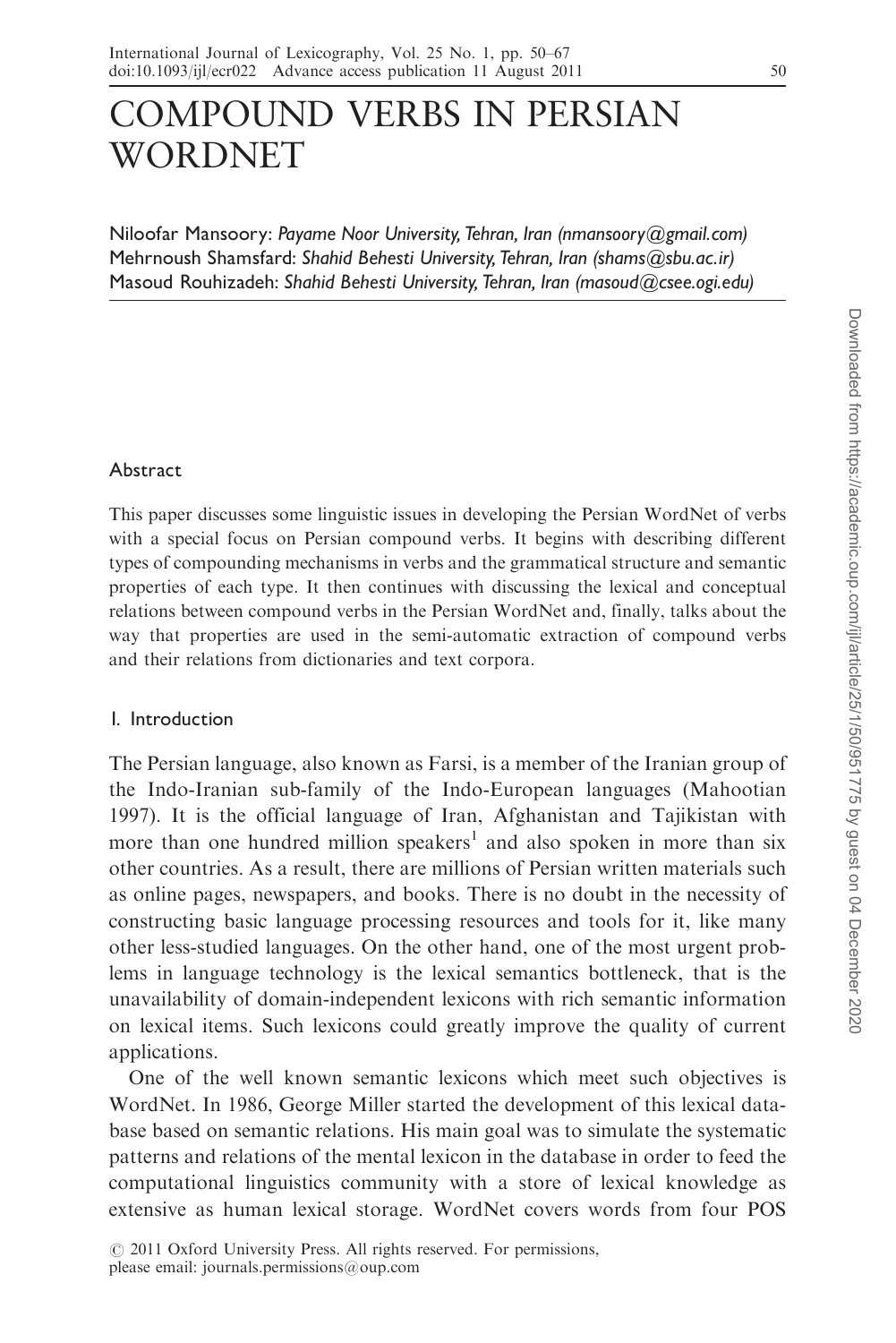# COMPOUND VERBS IN PERSIAN WORDNET

Niloofar Mansoory: *Payame Noor University, Tehran, Iran (nmansoory@gmail.com)*
Mehrnoush Shamsfard: *Shahid Behesti University, Tehran, Iran (shams@sbu.ac.ir)*
Masoud Rouhizadeh: *Shahid Behesti University, Tehran, Iran (masoud@csee.ogi.edu)*

## Abstract

This paper discusses some linguistic issues in developing the Persian WordNet of verbs with a special focus on Persian compound verbs. It begins with describing different types of compounding mechanisms in verbs and the grammatical structure and semantic properties of each type. It then continues with discussing the lexical and conceptual relations between compound verbs in the Persian WordNet and, finally, talks about the way that properties are used in the semi-automatic extraction of compound verbs and their relations from dictionaries and text corpora.

## 1. Introduction

The Persian language, also known as Farsi, is a member of the Iranian group of the Indo-Iranian sub-family of the Indo-European languages (Mahootian 1997). It is the official language of Iran, Afghanistan and Tajikistan with more than one hundred million speakers[1] and also spoken in more than six other countries. As a result, there are millions of Persian written materials such as online pages, newspapers, and books. There is no doubt in the necessity of constructing basic language processing resources and tools for it, like many other less-studied languages. On the other hand, one of the most urgent problems in language technology is the lexical semantics bottleneck, that is the unavailability of domain-independent lexicons with rich semantic information on lexical items. Such lexicons could greatly improve the quality of current applications.

One of the well known semantic lexicons which meet such objectives is WordNet. In 1986, George Miller started the development of this lexical database based on semantic relations. His main goal was to simulate the systematic patterns and relations of the mental lexicon in the database in order to feed the computational linguistics community with a store of lexical knowledge as extensive as human lexical storage. WordNet covers words from four POS

© 2011 Oxford University Press. All rights reserved. For permissions, please email: journals.permissions@oup.com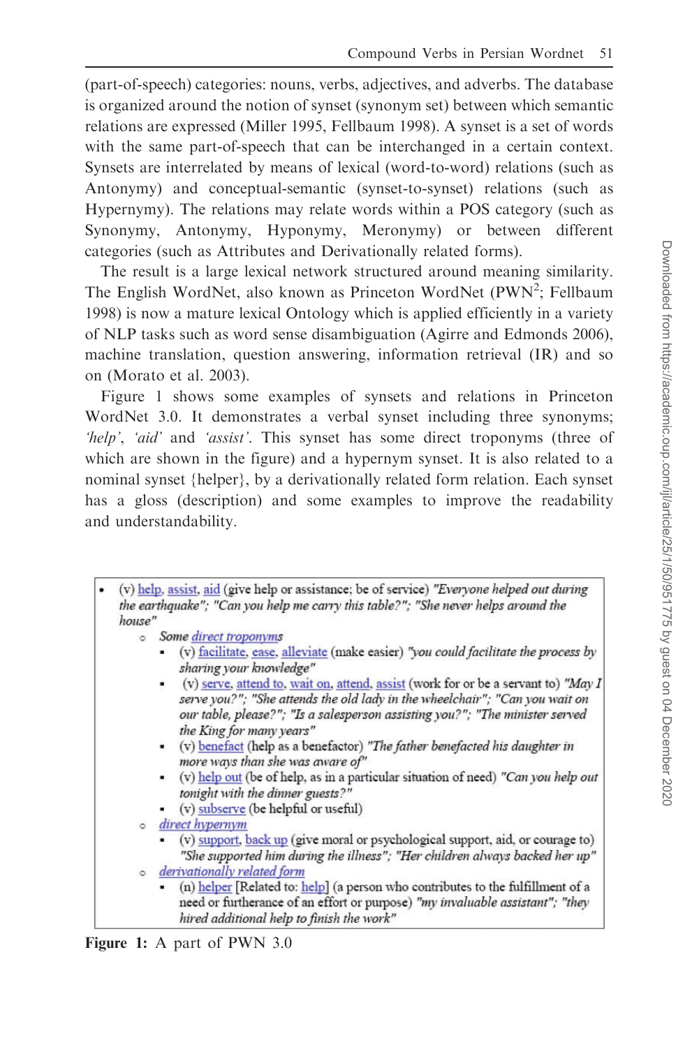(part-of-speech) categories: nouns, verbs, adjectives, and adverbs. The database is organized around the notion of synset (synonym set) between which semantic relations are expressed (Miller 1995, Fellbaum 1998). A synset is a set of words with the same part-of-speech that can be interchanged in a certain context. Synsets are interrelated by means of lexical (word-to-word) relations (such as Antonymy) and conceptual-semantic (synset-to-synset) relations (such as Hypernymy). The relations may relate words within a POS category (such as Synonymy, Antonymy, Hyponymy, Meronymy) or between different categories (such as Attributes and Derivationally related forms).

The result is a large lexical network structured around meaning similarity. The English WordNet, also known as Princeton WordNet (PWN[2]; Fellbaum 1998) is now a mature lexical Ontology which is applied efficiently in a variety of NLP tasks such as word sense disambiguation (Agirre and Edmonds 2006), machine translation, question answering, information retrieval (IR) and so on (Morato et al. 2003).

Figure 1 shows some examples of synsets and relations in Princeton WordNet 3.0. It demonstrates a verbal synset including three synonyms; *'help'*, *'aid'* and *'assist'*. This synset has some direct troponyms (three of which are shown in the figure) and a hypernym synset. It is also related to a nominal synset {helper}, by a derivationally related form relation. Each synset has a gloss (description) and some examples to improve the readability and understandability.

- (v) help, assist, aid (give help or assistance; be of service) *"Everyone helped out during the earthquake"; "Can you help me carry this table?"; "She never helps around the house"*
  - Some *direct troponyms*
    - (v) facilitate, ease, alleviate (make easier) *"you could facilitate the process by sharing your knowledge"*
    - (v) serve, attend to, wait on, attend, assist (work for or be a servant to) *"May I serve you?"; "She attends the old lady in the wheelchair"; "Can you wait on our table, please?"; "Is a salesperson assisting you?"; "The minister served the King for many years"*
    - (v) benefact (help as a benefactor) *"The father benefacted his daughter in more ways than she was aware of"*
    - (v) help out (be of help, as in a particular situation of need) *"Can you help out tonight with the dinner guests?"*
    - (v) subserve (be helpful or useful)
  - *direct hypernym*
    - (v) support, back up (give moral or psychological support, aid, or courage to) *"She supported him during the illness"; "Her children always backed her up"*
  - *derivationally related form*
    - (n) helper [Related to: help] (a person who contributes to the fulfillment of a need or furtherance of an effort or purpose) *"my invaluable assistant"; "they hired additional help to finish the work"*

**Figure 1:** A part of PWN 3.0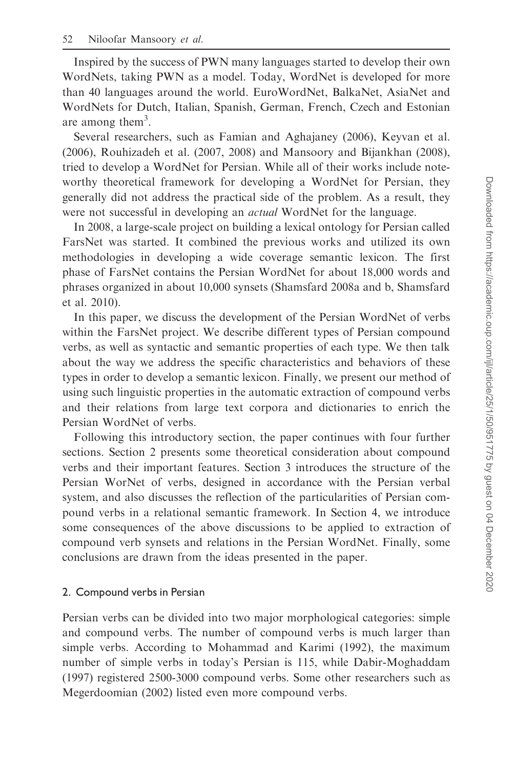Inspired by the success of PWN many languages started to develop their own WordNets, taking PWN as a model. Today, WordNet is developed for more than 40 languages around the world. EuroWordNet, BalkaNet, AsiaNet and WordNets for Dutch, Italian, Spanish, German, French, Czech and Estonian are among them[3].

Several researchers, such as Famian and Aghajaney (2006), Keyvan et al. (2006), Rouhizadeh et al. (2007, 2008) and Mansoory and Bijankhan (2008), tried to develop a WordNet for Persian. While all of their works include noteworthy theoretical framework for developing a WordNet for Persian, they generally did not address the practical side of the problem. As a result, they were not successful in developing an *actual* WordNet for the language.

In 2008, a large-scale project on building a lexical ontology for Persian called FarsNet was started. It combined the previous works and utilized its own methodologies in developing a wide coverage semantic lexicon. The first phase of FarsNet contains the Persian WordNet for about 18,000 words and phrases organized in about 10,000 synsets (Shamsfard 2008a and b, Shamsfard et al. 2010).

In this paper, we discuss the development of the Persian WordNet of verbs within the FarsNet project. We describe different types of Persian compound verbs, as well as syntactic and semantic properties of each type. We then talk about the way we address the specific characteristics and behaviors of these types in order to develop a semantic lexicon. Finally, we present our method of using such linguistic properties in the automatic extraction of compound verbs and their relations from large text corpora and dictionaries to enrich the Persian WordNet of verbs.

Following this introductory section, the paper continues with four further sections. Section 2 presents some theoretical consideration about compound verbs and their important features. Section 3 introduces the structure of the Persian WorNet of verbs, designed in accordance with the Persian verbal system, and also discusses the reflection of the particularities of Persian compound verbs in a relational semantic framework. In Section 4, we introduce some consequences of the above discussions to be applied to extraction of compound verb synsets and relations in the Persian WordNet. Finally, some conclusions are drawn from the ideas presented in the paper.

## 2. Compound verbs in Persian

Persian verbs can be divided into two major morphological categories: simple and compound verbs. The number of compound verbs is much larger than simple verbs. According to Mohammad and Karimi (1992), the maximum number of simple verbs in today's Persian is 115, while Dabir-Moghaddam (1997) registered 2500-3000 compound verbs. Some other researchers such as Megerdoomian (2002) listed even more compound verbs.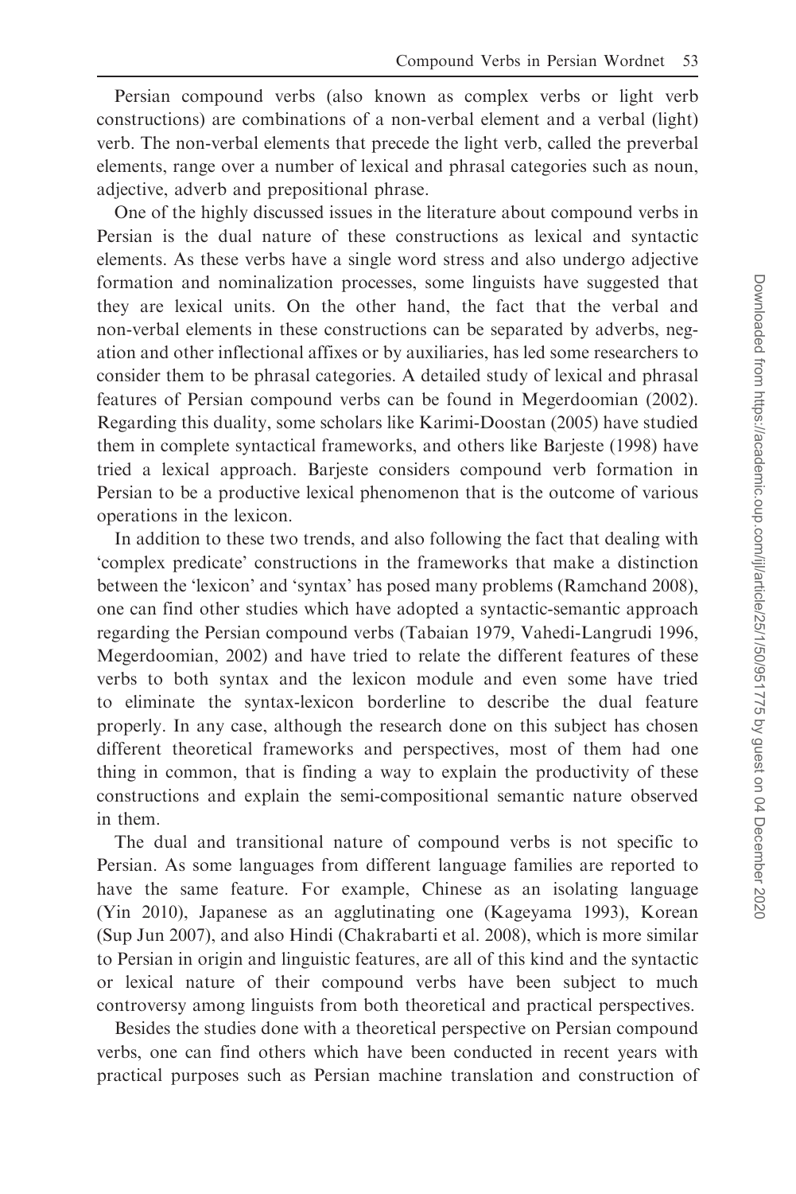Persian compound verbs (also known as complex verbs or light verb constructions) are combinations of a non-verbal element and a verbal (light) verb. The non-verbal elements that precede the light verb, called the preverbal elements, range over a number of lexical and phrasal categories such as noun, adjective, adverb and prepositional phrase.

One of the highly discussed issues in the literature about compound verbs in Persian is the dual nature of these constructions as lexical and syntactic elements. As these verbs have a single word stress and also undergo adjective formation and nominalization processes, some linguists have suggested that they are lexical units. On the other hand, the fact that the verbal and non-verbal elements in these constructions can be separated by adverbs, negation and other inflectional affixes or by auxiliaries, has led some researchers to consider them to be phrasal categories. A detailed study of lexical and phrasal features of Persian compound verbs can be found in Megerdoomian (2002). Regarding this duality, some scholars like Karimi-Doostan (2005) have studied them in complete syntactical frameworks, and others like Barjeste (1998) have tried a lexical approach. Barjeste considers compound verb formation in Persian to be a productive lexical phenomenon that is the outcome of various operations in the lexicon.

In addition to these two trends, and also following the fact that dealing with 'complex predicate' constructions in the frameworks that make a distinction between the 'lexicon' and 'syntax' has posed many problems (Ramchand 2008), one can find other studies which have adopted a syntactic-semantic approach regarding the Persian compound verbs (Tabaian 1979, Vahedi-Langrudi 1996, Megerdoomian, 2002) and have tried to relate the different features of these verbs to both syntax and the lexicon module and even some have tried to eliminate the syntax-lexicon borderline to describe the dual feature properly. In any case, although the research done on this subject has chosen different theoretical frameworks and perspectives, most of them had one thing in common, that is finding a way to explain the productivity of these constructions and explain the semi-compositional semantic nature observed in them.

The dual and transitional nature of compound verbs is not specific to Persian. As some languages from different language families are reported to have the same feature. For example, Chinese as an isolating language (Yin 2010), Japanese as an agglutinating one (Kageyama 1993), Korean (Sup Jun 2007), and also Hindi (Chakrabarti et al. 2008), which is more similar to Persian in origin and linguistic features, are all of this kind and the syntactic or lexical nature of their compound verbs have been subject to much controversy among linguists from both theoretical and practical perspectives.

Besides the studies done with a theoretical perspective on Persian compound verbs, one can find others which have been conducted in recent years with practical purposes such as Persian machine translation and construction of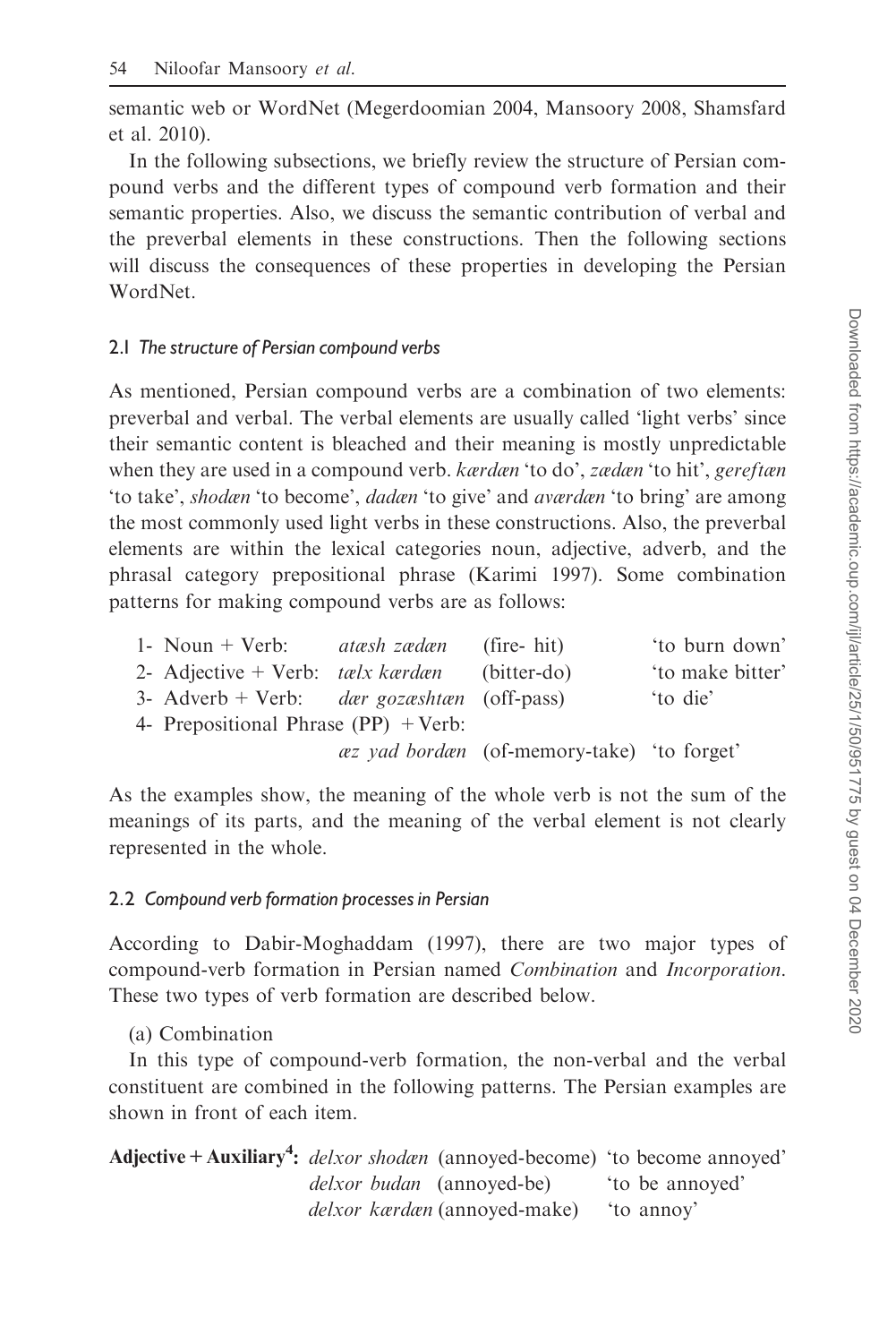semantic web or WordNet (Megerdoomian 2004, Mansoory 2008, Shamsfard et al. 2010).

In the following subsections, we briefly review the structure of Persian compound verbs and the different types of compound verb formation and their semantic properties. Also, we discuss the semantic contribution of verbal and the preverbal elements in these constructions. Then the following sections will discuss the consequences of these properties in developing the Persian WordNet.

### 2.1 *The structure of Persian compound verbs*

As mentioned, Persian compound verbs are a combination of two elements: preverbal and verbal. The verbal elements are usually called 'light verbs' since their semantic content is bleached and their meaning is mostly unpredictable when they are used in a compound verb. *kærdæn* 'to do', *zædæn* 'to hit', *gereftæn* 'to take', *shodæn* 'to become', *dadæn* 'to give' and *aværdæn* 'to bring' are among the most commonly used light verbs in these constructions. Also, the preverbal elements are within the lexical categories noun, adjective, adverb, and the phrasal category prepositional phrase (Karimi 1997). Some combination patterns for making compound verbs are as follows:

| | | | |
|---|---|---|---|
| 1- Noun + Verb: | *atæsh zædæn* | (fire- hit) | 'to burn down' |
| 2- Adjective + Verb: | *tælx kærdæn* | (bitter-do) | 'to make bitter' |
| 3- Adverb + Verb: | *dær gozæshtæn* | (off-pass) | 'to die' |
| 4- Prepositional Phrase (PP) + Verb: | | | |
| | *æz yad bordæn* | (of-memory-take) | 'to forget' |

As the examples show, the meaning of the whole verb is not the sum of the meanings of its parts, and the meaning of the verbal element is not clearly represented in the whole.

### 2.2 *Compound verb formation processes in Persian*

According to Dabir-Moghaddam (1997), there are two major types of compound-verb formation in Persian named *Combination* and *Incorporation*. These two types of verb formation are described below.

(a) Combination

In this type of compound-verb formation, the non-verbal and the verbal constituent are combined in the following patterns. The Persian examples are shown in front of each item.

| | | | |
|---|---|---|---|
| **Adjective + Auxiliary[4]:** | *delxor shodæn* | (annoyed-become) | 'to become annoyed' |
| | *delxor budan* | (annoyed-be) | 'to be annoyed' |
| | *delxor kærdæn* | (annoyed-make) | 'to annoy' |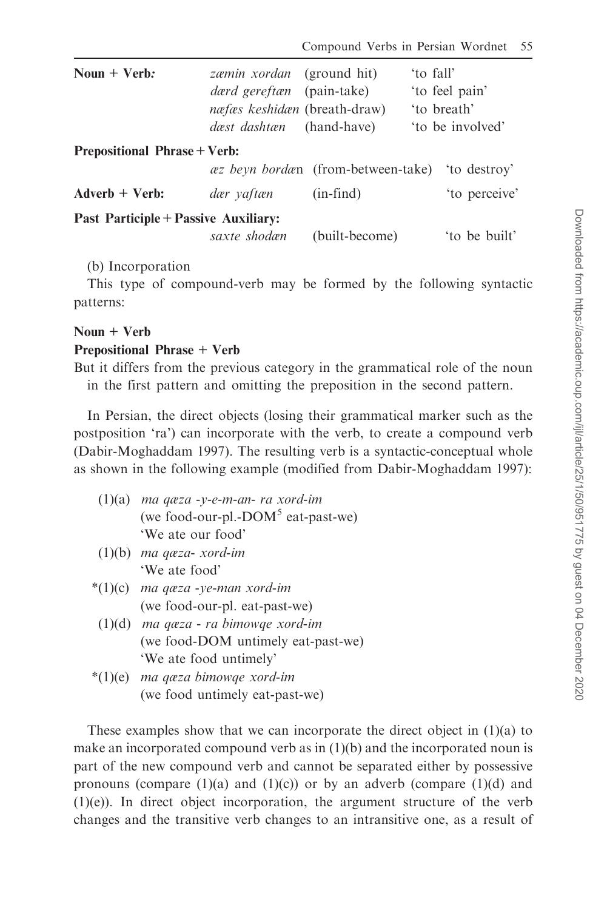| | | | |
|---|---|---|---|
| **Noun + Verb:** | *zæmin xordan* | (ground hit) | 'to fall' |
| | *dærd gereftæn* | (pain-take) | 'to feel pain' |
| | *næfæs keshidæn* | (breath-draw) | 'to breath' |
| | *dæst dashtæn* | (hand-have) | 'to be involved' |
| **Prepositional Phrase + Verb:** | | | |
| | *æz beyn bordæ*n | (from-between-take) | 'to destroy' |
| **Adverb + Verb:** | *dær yaftæn* | (in-find) | 'to perceive' |
| **Past Participle + Passive Auxiliary:** | | | |
| | *saxte shodæn* | (built-become) | 'to be built' |

(b) Incorporation

This type of compound-verb may be formed by the following syntactic patterns:

**Noun + Verb**

**Prepositional Phrase + Verb**

But it differs from the previous category in the grammatical role of the noun in the first pattern and omitting the preposition in the second pattern.

In Persian, the direct objects (losing their grammatical marker such as the postposition 'ra') can incorporate with the verb, to create a compound verb (Dabir-Moghaddam 1997). The resulting verb is a syntactic-conceptual whole as shown in the following example (modified from Dabir-Moghaddam 1997):

(1)(a) *ma qæza -y-e-m-an- ra xord-im*
(we food-our-pl.-DOM[5] eat-past-we)
'We ate our food'

(1)(b) *ma qæza- xord-im*
'We ate food'

*(1)(c) *ma qæza -ye-man xord-im*
(we food-our-pl. eat-past-we)

(1)(d) *ma qæza - ra bimowqe xord-im*
(we food-DOM untimely eat-past-we)
'We ate food untimely'

*(1)(e) *ma qæza bimowqe xord-im*
(we food untimely eat-past-we)

These examples show that we can incorporate the direct object in (1)(a) to make an incorporated compound verb as in (1)(b) and the incorporated noun is part of the new compound verb and cannot be separated either by possessive pronouns (compare (1)(a) and (1)(c)) or by an adverb (compare (1)(d) and (1)(e)). In direct object incorporation, the argument structure of the verb changes and the transitive verb changes to an intransitive one, as a result of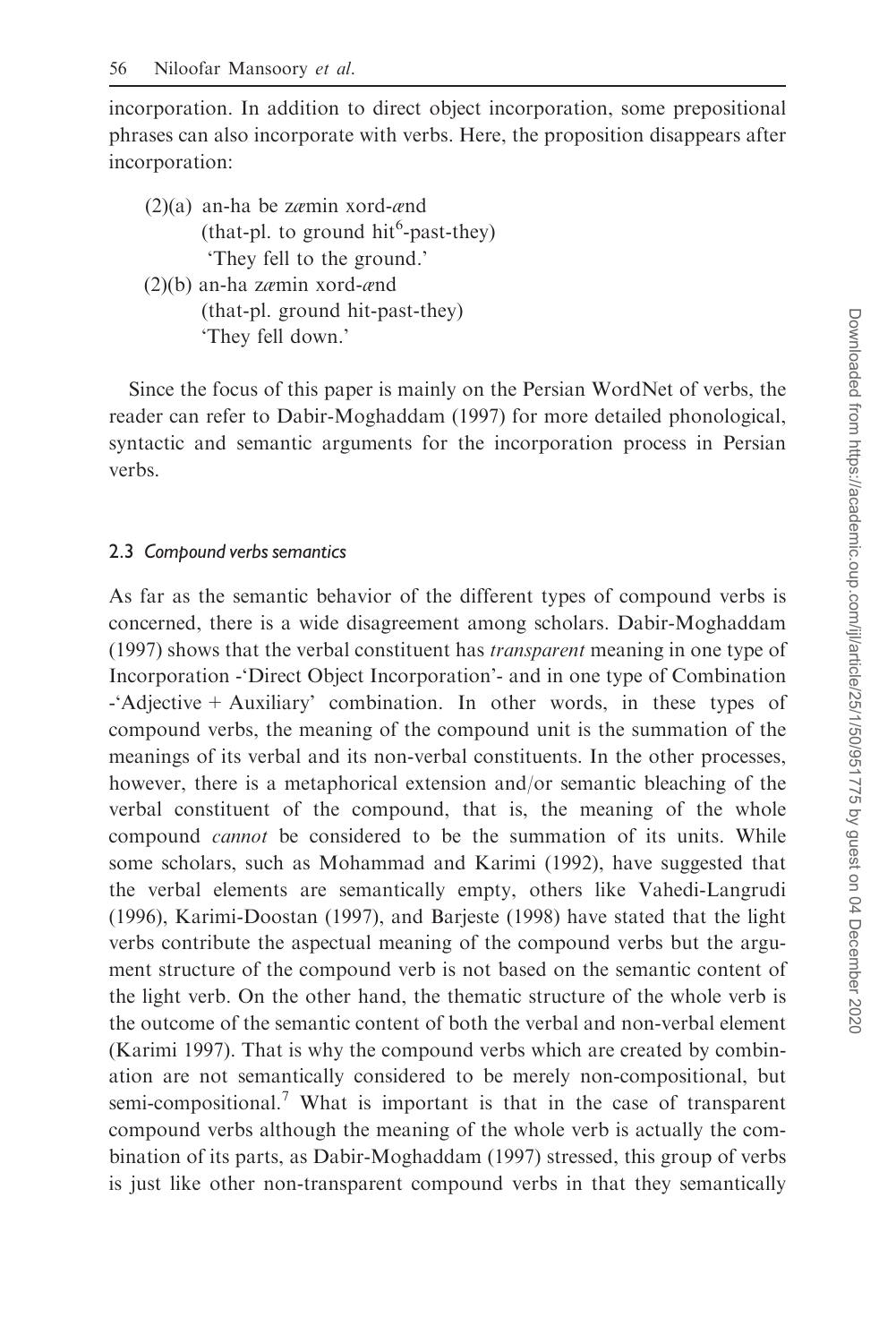incorporation. In addition to direct object incorporation, some prepositional phrases can also incorporate with verbs. Here, the proposition disappears after incorporation:

(2)(a) an-ha be zæmin xord-ænd
(that-pl. to ground hit[6]-past-they)
'They fell to the ground.'

(2)(b) an-ha zæmin xord-ænd
(that-pl. ground hit-past-they)
'They fell down.'

Since the focus of this paper is mainly on the Persian WordNet of verbs, the reader can refer to Dabir-Moghaddam (1997) for more detailed phonological, syntactic and semantic arguments for the incorporation process in Persian verbs.

### 2.3 *Compound verbs semantics*

As far as the semantic behavior of the different types of compound verbs is concerned, there is a wide disagreement among scholars. Dabir-Moghaddam (1997) shows that the verbal constituent has *transparent* meaning in one type of Incorporation -'Direct Object Incorporation'- and in one type of Combination -'Adjective + Auxiliary' combination. In other words, in these types of compound verbs, the meaning of the compound unit is the summation of the meanings of its verbal and its non-verbal constituents. In the other processes, however, there is a metaphorical extension and/or semantic bleaching of the verbal constituent of the compound, that is, the meaning of the whole compound *cannot* be considered to be the summation of its units. While some scholars, such as Mohammad and Karimi (1992), have suggested that the verbal elements are semantically empty, others like Vahedi-Langrudi (1996), Karimi-Doostan (1997), and Barjeste (1998) have stated that the light verbs contribute the aspectual meaning of the compound verbs but the argument structure of the compound verb is not based on the semantic content of the light verb. On the other hand, the thematic structure of the whole verb is the outcome of the semantic content of both the verbal and non-verbal element (Karimi 1997). That is why the compound verbs which are created by combination are not semantically considered to be merely non-compositional, but semi-compositional.[7] What is important is that in the case of transparent compound verbs although the meaning of the whole verb is actually the combination of its parts, as Dabir-Moghaddam (1997) stressed, this group of verbs is just like other non-transparent compound verbs in that they semantically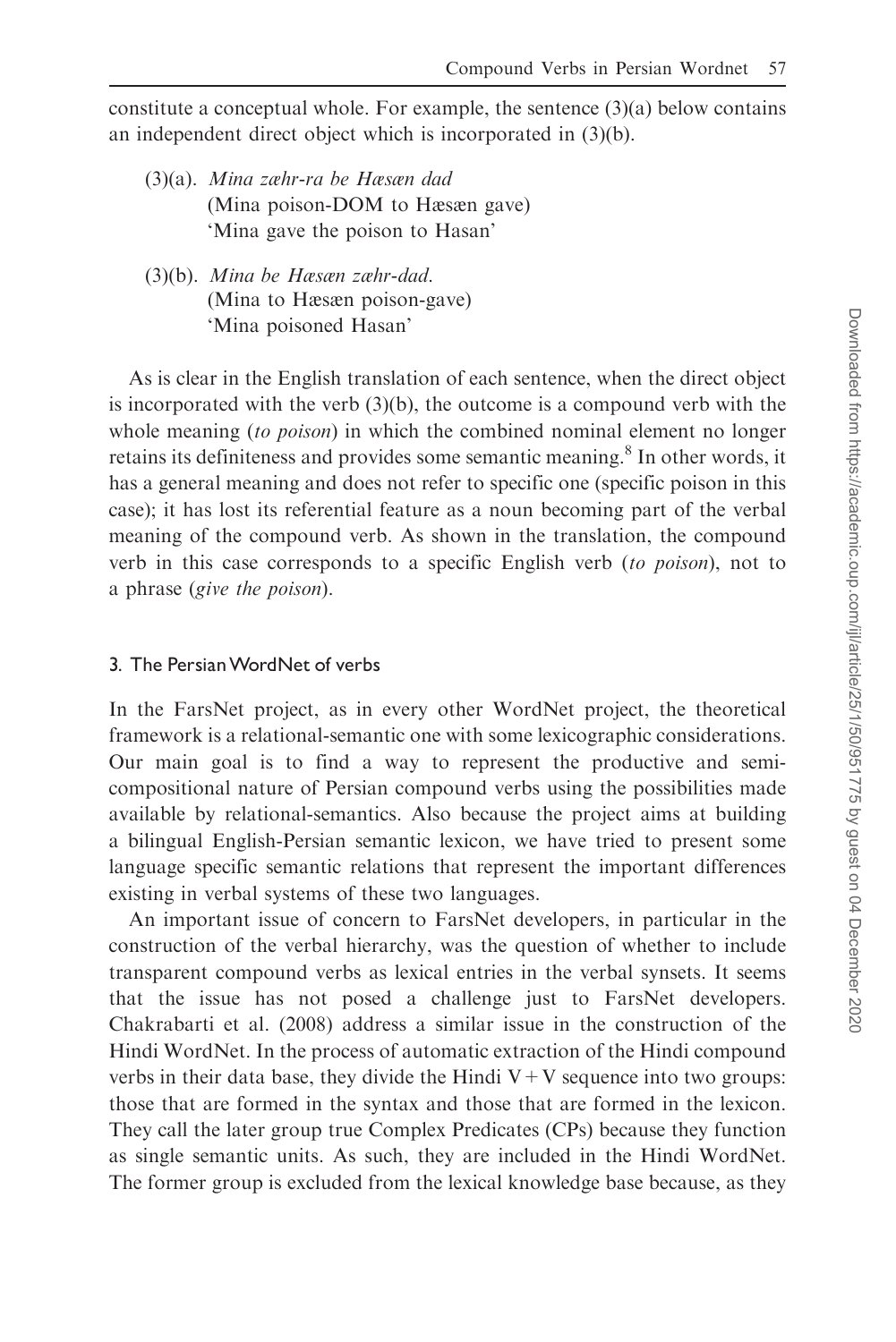constitute a conceptual whole. For example, the sentence (3)(a) below contains an independent direct object which is incorporated in (3)(b).

(3)(a). *Mina zæhr-ra be Hæsæn dad*
(Mina poison-DOM to Hæsæn gave)
'Mina gave the poison to Hasan'

(3)(b). *Mina be Hæsæn zæhr-dad.*
(Mina to Hæsæn poison-gave)
'Mina poisoned Hasan'

As is clear in the English translation of each sentence, when the direct object is incorporated with the verb (3)(b), the outcome is a compound verb with the whole meaning (*to poison*) in which the combined nominal element no longer retains its definiteness and provides some semantic meaning.[8] In other words, it has a general meaning and does not refer to specific one (specific poison in this case); it has lost its referential feature as a noun becoming part of the verbal meaning of the compound verb. As shown in the translation, the compound verb in this case corresponds to a specific English verb (*to poison*), not to a phrase (*give the poison*).

### 3. The Persian WordNet of verbs

In the FarsNet project, as in every other WordNet project, the theoretical framework is a relational-semantic one with some lexicographic considerations. Our main goal is to find a way to represent the productive and semi-compositional nature of Persian compound verbs using the possibilities made available by relational-semantics. Also because the project aims at building a bilingual English-Persian semantic lexicon, we have tried to present some language specific semantic relations that represent the important differences existing in verbal systems of these two languages.

An important issue of concern to FarsNet developers, in particular in the construction of the verbal hierarchy, was the question of whether to include transparent compound verbs as lexical entries in the verbal synsets. It seems that the issue has not posed a challenge just to FarsNet developers. Chakrabarti et al. (2008) address a similar issue in the construction of the Hindi WordNet. In the process of automatic extraction of the Hindi compound verbs in their data base, they divide the Hindi V + V sequence into two groups: those that are formed in the syntax and those that are formed in the lexicon. They call the later group true Complex Predicates (CPs) because they function as single semantic units. As such, they are included in the Hindi WordNet. The former group is excluded from the lexical knowledge base because, as they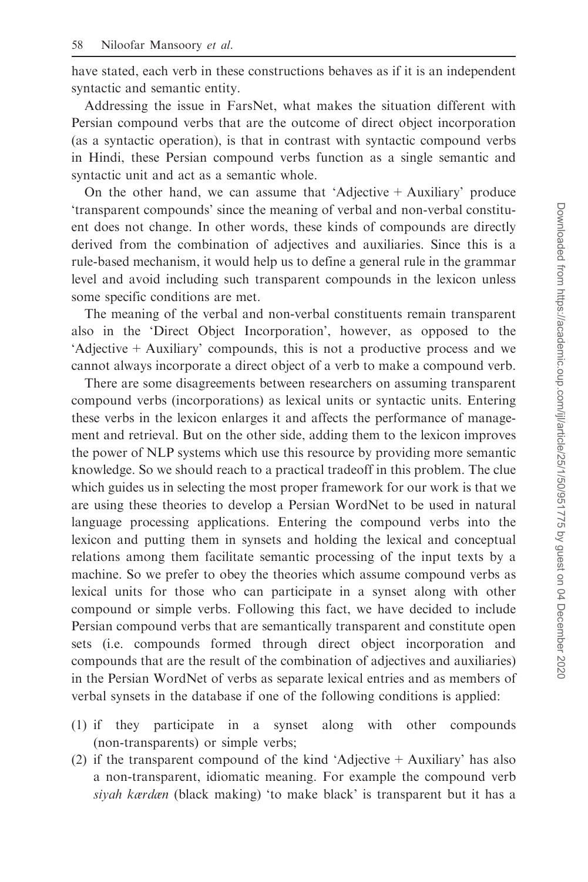have stated, each verb in these constructions behaves as if it is an independent syntactic and semantic entity.

Addressing the issue in FarsNet, what makes the situation different with Persian compound verbs that are the outcome of direct object incorporation (as a syntactic operation), is that in contrast with syntactic compound verbs in Hindi, these Persian compound verbs function as a single semantic and syntactic unit and act as a semantic whole.

On the other hand, we can assume that 'Adjective + Auxiliary' produce 'transparent compounds' since the meaning of verbal and non-verbal constituent does not change. In other words, these kinds of compounds are directly derived from the combination of adjectives and auxiliaries. Since this is a rule-based mechanism, it would help us to define a general rule in the grammar level and avoid including such transparent compounds in the lexicon unless some specific conditions are met.

The meaning of the verbal and non-verbal constituents remain transparent also in the 'Direct Object Incorporation', however, as opposed to the 'Adjective + Auxiliary' compounds, this is not a productive process and we cannot always incorporate a direct object of a verb to make a compound verb.

There are some disagreements between researchers on assuming transparent compound verbs (incorporations) as lexical units or syntactic units. Entering these verbs in the lexicon enlarges it and affects the performance of management and retrieval. But on the other side, adding them to the lexicon improves the power of NLP systems which use this resource by providing more semantic knowledge. So we should reach to a practical tradeoff in this problem. The clue which guides us in selecting the most proper framework for our work is that we are using these theories to develop a Persian WordNet to be used in natural language processing applications. Entering the compound verbs into the lexicon and putting them in synsets and holding the lexical and conceptual relations among them facilitate semantic processing of the input texts by a machine. So we prefer to obey the theories which assume compound verbs as lexical units for those who can participate in a synset along with other compound or simple verbs. Following this fact, we have decided to include Persian compound verbs that are semantically transparent and constitute open sets (i.e. compounds formed through direct object incorporation and compounds that are the result of the combination of adjectives and auxiliaries) in the Persian WordNet of verbs as separate lexical entries and as members of verbal synsets in the database if one of the following conditions is applied:

(1) if they participate in a synset along with other compounds (non-transparents) or simple verbs;
(2) if the transparent compound of the kind 'Adjective + Auxiliary' has also a non-transparent, idiomatic meaning. For example the compound verb *siyah kærdæn* (black making) 'to make black' is transparent but it has a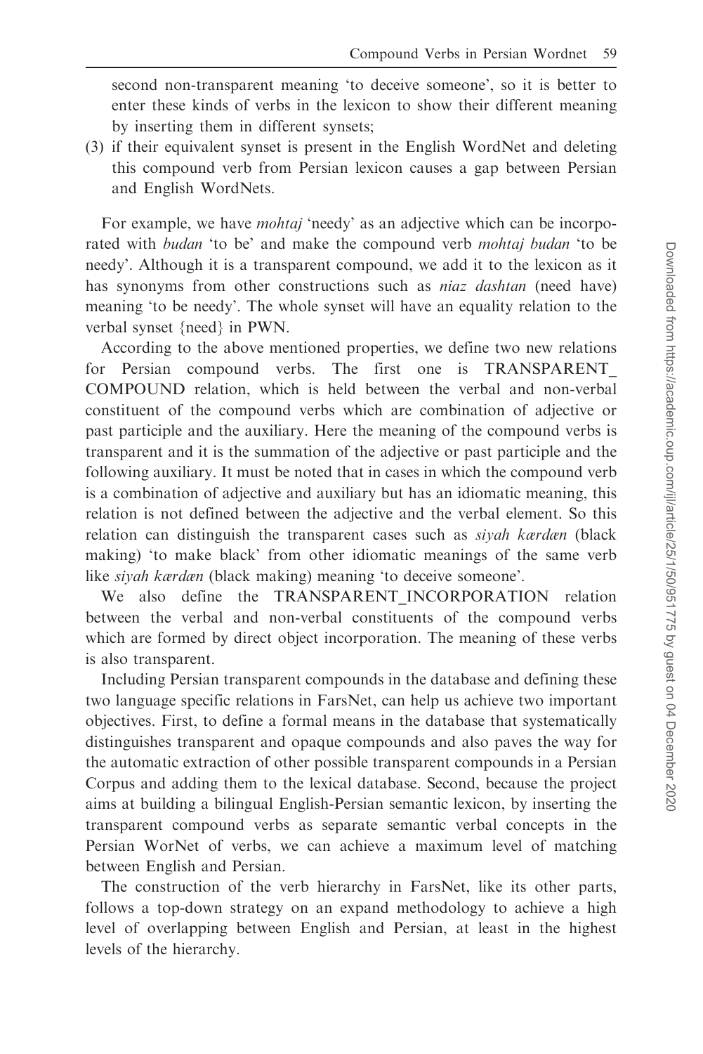second non-transparent meaning 'to deceive someone', so it is better to enter these kinds of verbs in the lexicon to show their different meaning by inserting them in different synsets;

(3) if their equivalent synset is present in the English WordNet and deleting this compound verb from Persian lexicon causes a gap between Persian and English WordNets.

For example, we have *mohtaj* 'needy' as an adjective which can be incorporated with *budan* 'to be' and make the compound verb *mohtaj budan* 'to be needy'. Although it is a transparent compound, we add it to the lexicon as it has synonyms from other constructions such as *niaz dashtan* (need have) meaning 'to be needy'. The whole synset will have an equality relation to the verbal synset {need} in PWN.

According to the above mentioned properties, we define two new relations for Persian compound verbs. The first one is TRANSPARENT_ COMPOUND relation, which is held between the verbal and non-verbal constituent of the compound verbs which are combination of adjective or past participle and the auxiliary. Here the meaning of the compound verbs is transparent and it is the summation of the adjective or past participle and the following auxiliary. It must be noted that in cases in which the compound verb is a combination of adjective and auxiliary but has an idiomatic meaning, this relation is not defined between the adjective and the verbal element. So this relation can distinguish the transparent cases such as *siyah kærdæn* (black making) 'to make black' from other idiomatic meanings of the same verb like *siyah kærdæn* (black making) meaning 'to deceive someone'.

We also define the TRANSPARENT_INCORPORATION relation between the verbal and non-verbal constituents of the compound verbs which are formed by direct object incorporation. The meaning of these verbs is also transparent.

Including Persian transparent compounds in the database and defining these two language specific relations in FarsNet, can help us achieve two important objectives. First, to define a formal means in the database that systematically distinguishes transparent and opaque compounds and also paves the way for the automatic extraction of other possible transparent compounds in a Persian Corpus and adding them to the lexical database. Second, because the project aims at building a bilingual English-Persian semantic lexicon, by inserting the transparent compound verbs as separate semantic verbal concepts in the Persian WorNet of verbs, we can achieve a maximum level of matching between English and Persian.

The construction of the verb hierarchy in FarsNet, like its other parts, follows a top-down strategy on an expand methodology to achieve a high level of overlapping between English and Persian, at least in the highest levels of the hierarchy.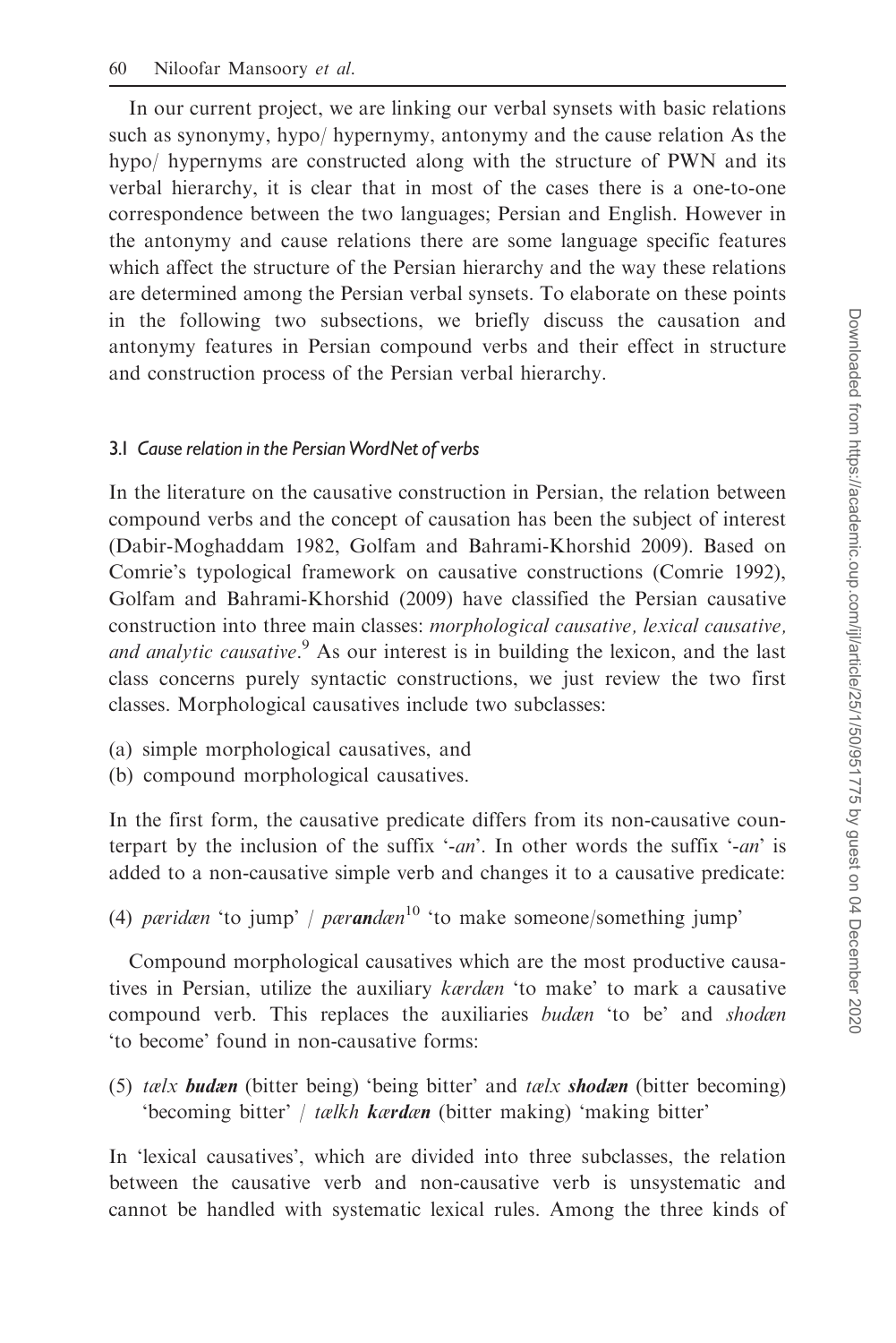In our current project, we are linking our verbal synsets with basic relations such as synonymy, hypo/ hypernymy, antonymy and the cause relation As the hypo/ hypernyms are constructed along with the structure of PWN and its verbal hierarchy, it is clear that in most of the cases there is a one-to-one correspondence between the two languages; Persian and English. However in the antonymy and cause relations there are some language specific features which affect the structure of the Persian hierarchy and the way these relations are determined among the Persian verbal synsets. To elaborate on these points in the following two subsections, we briefly discuss the causation and antonymy features in Persian compound verbs and their effect in structure and construction process of the Persian verbal hierarchy.

### 3.1 *Cause relation in the Persian WordNet of verbs*

In the literature on the causative construction in Persian, the relation between compound verbs and the concept of causation has been the subject of interest (Dabir-Moghaddam 1982, Golfam and Bahrami-Khorshid 2009). Based on Comrie's typological framework on causative constructions (Comrie 1992), Golfam and Bahrami-Khorshid (2009) have classified the Persian causative construction into three main classes: *morphological causative, lexical causative, and analytic causative*.[9] As our interest is in building the lexicon, and the last class concerns purely syntactic constructions, we just review the two first classes. Morphological causatives include two subclasses:

(a) simple morphological causatives, and
(b) compound morphological causatives.

In the first form, the causative predicate differs from its non-causative counterpart by the inclusion of the suffix '*-an*'. In other words the suffix '*-an*' is added to a non-causative simple verb and changes it to a causative predicate:

(4) *pæridæn* 'to jump' / *pær**an**dæn*[10] 'to make someone/something jump'

Compound morphological causatives which are the most productive causatives in Persian, utilize the auxiliary *kærdæn* 'to make' to mark a causative compound verb. This replaces the auxiliaries *budæn* 'to be' and *shodæn* 'to become' found in non-causative forms:

(5) *tælx* ***budæn*** (bitter being) 'being bitter' and *tælx* ***shodæn*** (bitter becoming) 'becoming bitter' / *tælkh* ***kærdæn*** (bitter making) 'making bitter'

In 'lexical causatives', which are divided into three subclasses, the relation between the causative verb and non-causative verb is unsystematic and cannot be handled with systematic lexical rules. Among the three kinds of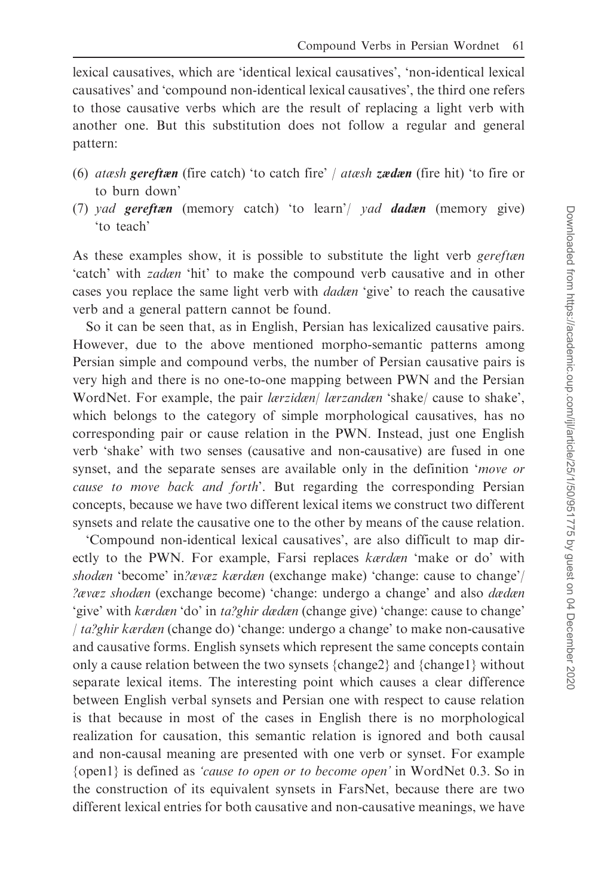lexical causatives, which are 'identical lexical causatives', 'non-identical lexical causatives' and 'compound non-identical lexical causatives', the third one refers to those causative verbs which are the result of replacing a light verb with another one. But this substitution does not follow a regular and general pattern:

(6) *atæsh* ***gereftæn*** (fire catch) 'to catch fire' / *atæsh* ***zædæn*** (fire hit) 'to fire or to burn down'

(7) *yad* ***gereftæn*** (memory catch) 'to learn'/ *yad* ***dadæn*** (memory give) 'to teach'

As these examples show, it is possible to substitute the light verb *gereftæn* 'catch' with *zadæn* 'hit' to make the compound verb causative and in other cases you replace the same light verb with *dadæn* 'give' to reach the causative verb and a general pattern cannot be found.

So it can be seen that, as in English, Persian has lexicalized causative pairs. However, due to the above mentioned morpho-semantic patterns among Persian simple and compound verbs, the number of Persian causative pairs is very high and there is no one-to-one mapping between PWN and the Persian WordNet. For example, the pair *lærzidæn*/ *lærzandæn* 'shake/ cause to shake', which belongs to the category of simple morphological causatives, has no corresponding pair or cause relation in the PWN. Instead, just one English verb 'shake' with two senses (causative and non-causative) are fused in one synset, and the separate senses are available only in the definition '*move or cause to move back and forth*'. But regarding the corresponding Persian concepts, because we have two different lexical items we construct two different synsets and relate the causative one to the other by means of the cause relation.

'Compound non-identical lexical causatives', are also difficult to map directly to the PWN. For example, Farsi replaces *kærdæn* 'make or do' with *shodæn* 'become' in*?ævæz kærdæn* (exchange make) 'change: cause to change'/ *?ævæz shodæn* (exchange become) 'change: undergo a change' and also *dædæn* 'give' with *kærdæn* 'do' in *ta?ghir dædæn* (change give) 'change: cause to change' / *ta?ghir kærdæn* (change do) 'change: undergo a change' to make non-causative and causative forms. English synsets which represent the same concepts contain only a cause relation between the two synsets {change2} and {change1} without separate lexical items. The interesting point which causes a clear difference between English verbal synsets and Persian one with respect to cause relation is that because in most of the cases in English there is no morphological realization for causation, this semantic relation is ignored and both causal and non-causal meaning are presented with one verb or synset. For example {open1} is defined as *'cause to open or to become open'* in WordNet 0.3. So in the construction of its equivalent synsets in FarsNet, because there are two different lexical entries for both causative and non-causative meanings, we have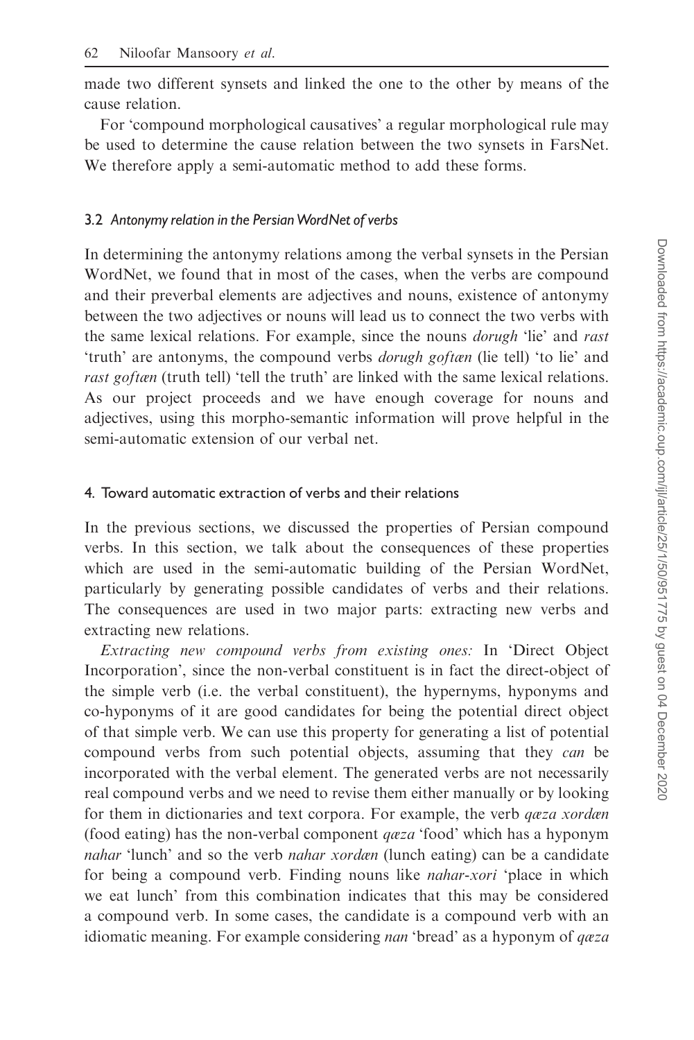made two different synsets and linked the one to the other by means of the cause relation.

For 'compound morphological causatives' a regular morphological rule may be used to determine the cause relation between the two synsets in FarsNet. We therefore apply a semi-automatic method to add these forms.

### 3.2 *Antonymy relation in the Persian WordNet of verbs*

In determining the antonymy relations among the verbal synsets in the Persian WordNet, we found that in most of the cases, when the verbs are compound and their preverbal elements are adjectives and nouns, existence of antonymy between the two adjectives or nouns will lead us to connect the two verbs with the same lexical relations. For example, since the nouns *dorugh* 'lie' and *rast* 'truth' are antonyms, the compound verbs *dorugh goftæn* (lie tell) 'to lie' and *rast goftæn* (truth tell) 'tell the truth' are linked with the same lexical relations. As our project proceeds and we have enough coverage for nouns and adjectives, using this morpho-semantic information will prove helpful in the semi-automatic extension of our verbal net.

## 4. Toward automatic extraction of verbs and their relations

In the previous sections, we discussed the properties of Persian compound verbs. In this section, we talk about the consequences of these properties which are used in the semi-automatic building of the Persian WordNet, particularly by generating possible candidates of verbs and their relations. The consequences are used in two major parts: extracting new verbs and extracting new relations.

*Extracting new compound verbs from existing ones:* In 'Direct Object Incorporation', since the non-verbal constituent is in fact the direct-object of the simple verb (i.e. the verbal constituent), the hypernyms, hyponyms and co-hyponyms of it are good candidates for being the potential direct object of that simple verb. We can use this property for generating a list of potential compound verbs from such potential objects, assuming that they *can* be incorporated with the verbal element. The generated verbs are not necessarily real compound verbs and we need to revise them either manually or by looking for them in dictionaries and text corpora. For example, the verb *qæza xordæn* (food eating) has the non-verbal component *qæza* 'food' which has a hyponym *nahar* 'lunch' and so the verb *nahar xordæn* (lunch eating) can be a candidate for being a compound verb. Finding nouns like *nahar-xori* 'place in which we eat lunch' from this combination indicates that this may be considered a compound verb. In some cases, the candidate is a compound verb with an idiomatic meaning. For example considering *nan* 'bread' as a hyponym of *qæza*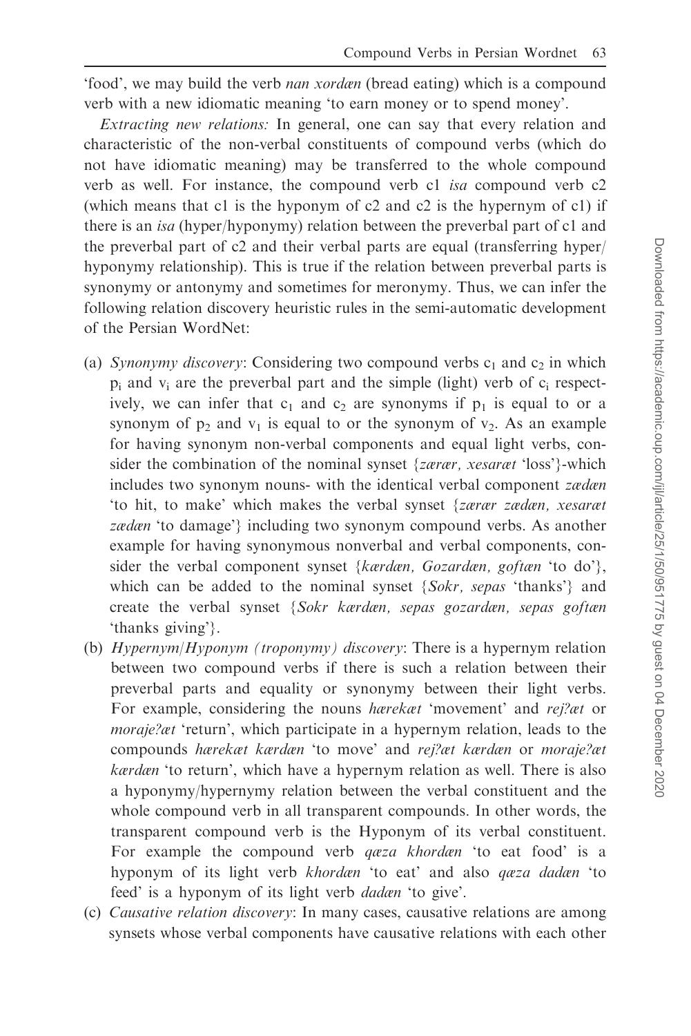'food', we may build the verb *nan xordæn* (bread eating) which is a compound verb with a new idiomatic meaning 'to earn money or to spend money'.

*Extracting new relations:* In general, one can say that every relation and characteristic of the non-verbal constituents of compound verbs (which do not have idiomatic meaning) may be transferred to the whole compound verb as well. For instance, the compound verb c1 *isa* compound verb c2 (which means that c1 is the hyponym of c2 and c2 is the hypernym of c1) if there is an *isa* (hyper/hyponymy) relation between the preverbal part of c1 and the preverbal part of c2 and their verbal parts are equal (transferring hyper/hyponymy relationship). This is true if the relation between preverbal parts is synonymy or antonymy and sometimes for meronymy. Thus, we can infer the following relation discovery heuristic rules in the semi-automatic development of the Persian WordNet:

(a) *Synonymy discovery*: Considering two compound verbs $c_1$ and $c_2$ in which $p_i$ and $v_i$ are the preverbal part and the simple (light) verb of $c_i$ respectively, we can infer that $c_1$ and $c_2$ are synonyms if $p_1$ is equal to or a synonym of $p_2$ and $v_1$ is equal to or the synonym of $v_2$. As an example for having synonym non-verbal components and equal light verbs, consider the combination of the nominal synset {*zærær, xesaræt* 'loss'}-which includes two synonym nouns- with the identical verbal component *zædæn* 'to hit, to make' which makes the verbal synset {*zærær zædæn, xesaræt zædæn* 'to damage'} including two synonym compound verbs. As another example for having synonymous nonverbal and verbal components, consider the verbal component synset {*kærdæn, Gozardæn, goftæn* 'to do'}, which can be added to the nominal synset {*Sokr, sepas* 'thanks'} and create the verbal synset {*Sokr kærdæn, sepas gozardæn, sepas goftæn* 'thanks giving'}.
(b) *Hypernym/Hyponym (troponymy) discovery*: There is a hypernym relation between two compound verbs if there is such a relation between their preverbal parts and equality or synonymy between their light verbs. For example, considering the nouns *hærekæt* 'movement' and *rej?æt* or *moraje?æt* 'return', which participate in a hypernym relation, leads to the compounds *hærekæt kærdæn* 'to move' and *rej?æt kærdæn* or *moraje?æt kærdæn* 'to return', which have a hypernym relation as well. There is also a hyponymy/hypernymy relation between the verbal constituent and the whole compound verb in all transparent compounds. In other words, the transparent compound verb is the Hyponym of its verbal constituent. For example the compound verb *qæza khordæn* 'to eat food' is a hyponym of its light verb *khordæn* 'to eat' and also *qæza dadæn* 'to feed' is a hyponym of its light verb *dadæn* 'to give'.
(c) *Causative relation discovery*: In many cases, causative relations are among synsets whose verbal components have causative relations with each other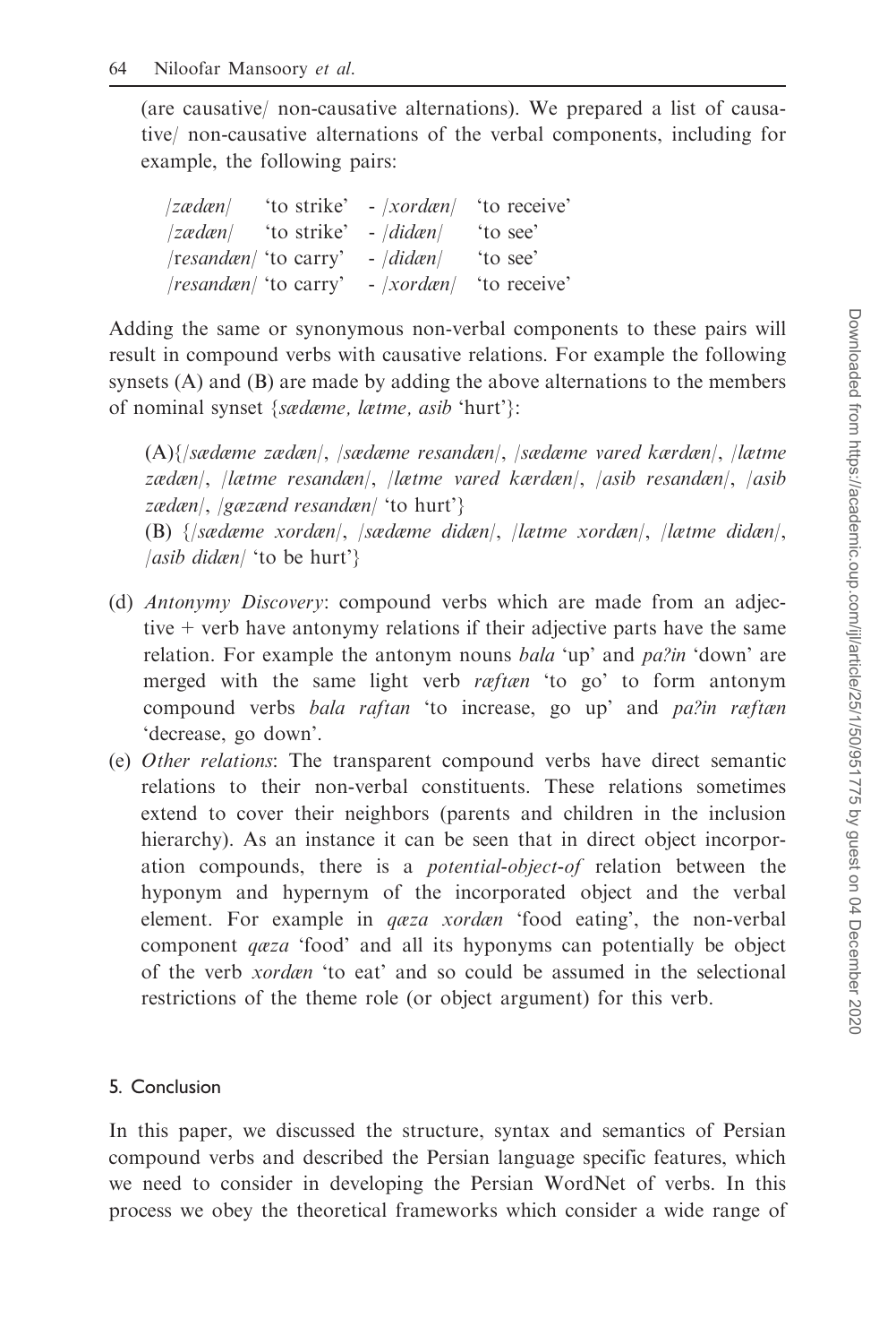(are causative/ non-causative alternations). We prepared a list of causative/ non-causative alternations of the verbal components, including for example, the following pairs:

| | | | |
|---|---|---|---|
| /*zædæn*/ | 'to strike' | - /*xordæn*/ | 'to receive' |
| /*zædæn*/ | 'to strike' | - /*didæn*/ | 'to see' |
| /*resandæn*/ | 'to carry' | - /*didæn*/ | 'to see' |
| /*resandæn*/ | 'to carry' | - /*xordæn*/ | 'to receive' |

Adding the same or synonymous non-verbal components to these pairs will result in compound verbs with causative relations. For example the following synsets (A) and (B) are made by adding the above alternations to the members of nominal synset {*sædæme, lætme, asib* 'hurt'}:

(A){/*sædæme zædæn*/, /*sædæme resandæn*/, /*sædæme vared kærdæn*/, /*lætme zædæn*/, /*lætme resandæn*/, /*lætme vared kærdæn*/, /*asib resandæn*/, /*asib zædæn*/, /*gæzænd resandæn*/ 'to hurt'}

(B) {/*sædæme xordæn*/, /*sædæme didæn*/, /*lætme xordæn*/, /*lætme didæn*/, /*asib didæn*/ 'to be hurt'}

(d) *Antonymy Discovery*: compound verbs which are made from an adjective + verb have antonymy relations if their adjective parts have the same relation. For example the antonym nouns *bala* 'up' and *pa?in* 'down' are merged with the same light verb *ræftæn* 'to go' to form antonym compound verbs *bala raftan* 'to increase, go up' and *pa?in ræftæn* 'decrease, go down'.

(e) *Other relations*: The transparent compound verbs have direct semantic relations to their non-verbal constituents. These relations sometimes extend to cover their neighbors (parents and children in the inclusion hierarchy). As an instance it can be seen that in direct object incorporation compounds, there is a *potential-object-of* relation between the hyponym and hypernym of the incorporated object and the verbal element. For example in *qæza xordæn* 'food eating', the non-verbal component *qæza* 'food' and all its hyponyms can potentially be object of the verb *xordæn* 'to eat' and so could be assumed in the selectional restrictions of the theme role (or object argument) for this verb.

## 5. Conclusion

In this paper, we discussed the structure, syntax and semantics of Persian compound verbs and described the Persian language specific features, which we need to consider in developing the Persian WordNet of verbs. In this process we obey the theoretical frameworks which consider a wide range of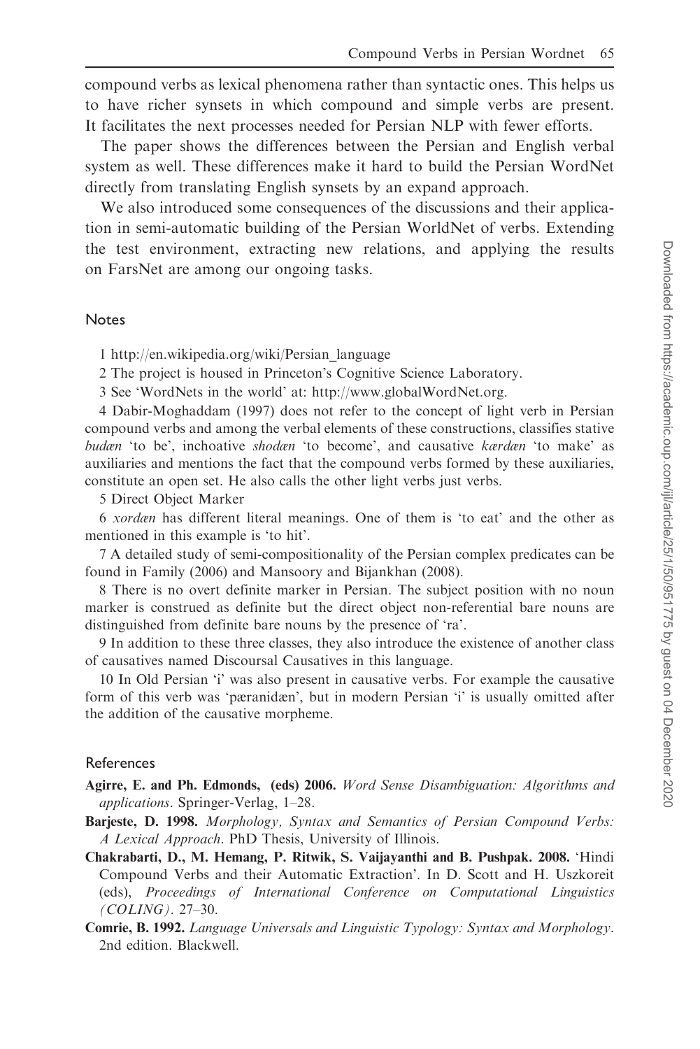compound verbs as lexical phenomena rather than syntactic ones. This helps us to have richer synsets in which compound and simple verbs are present. It facilitates the next processes needed for Persian NLP with fewer efforts.

The paper shows the differences between the Persian and English verbal system as well. These differences make it hard to build the Persian WordNet directly from translating English synsets by an expand approach.

We also introduced some consequences of the discussions and their application in semi-automatic building of the Persian WorldNet of verbs. Extending the test environment, extracting new relations, and applying the results on FarsNet are among our ongoing tasks.

## Notes

1 http://en.wikipedia.org/wiki/Persian_language

2 The project is housed in Princeton's Cognitive Science Laboratory.

3 See 'WordNets in the world' at: http://www.globalWordNet.org.

4 Dabir-Moghaddam (1997) does not refer to the concept of light verb in Persian compound verbs and among the verbal elements of these constructions, classifies stative *budæn* 'to be', inchoative *shodæn* 'to become', and causative *kærdæn* 'to make' as auxiliaries and mentions the fact that the compound verbs formed by these auxiliaries, constitute an open set. He also calls the other light verbs just verbs.

5 Direct Object Marker

6 *xordæn* has different literal meanings. One of them is 'to eat' and the other as mentioned in this example is 'to hit'.

7 A detailed study of semi-compositionality of the Persian complex predicates can be found in Family (2006) and Mansoory and Bijankhan (2008).

8 There is no overt definite marker in Persian. The subject position with no noun marker is construed as definite but the direct object non-referential bare nouns are distinguished from definite bare nouns by the presence of 'ra'.

9 In addition to these three classes, they also introduce the existence of another class of causatives named Discoursal Causatives in this language.

10 In Old Persian 'i' was also present in causative verbs. For example the causative form of this verb was 'pæranidæn', but in modern Persian 'i' is usually omitted after the addition of the causative morpheme.

## References

**Agirre, E. and Ph. Edmonds, (eds) 2006.** *Word Sense Disambiguation: Algorithms and applications*. Springer-Verlag, 1–28.

**Barjeste, D. 1998.** *Morphology, Syntax and Semantics of Persian Compound Verbs: A Lexical Approach*. PhD Thesis, University of Illinois.

**Chakrabarti, D., M. Hemang, P. Ritwik, S. Vaijayanthi and B. Pushpak. 2008.** 'Hindi Compound Verbs and their Automatic Extraction'. In D. Scott and H. Uszkoreit (eds), *Proceedings of International Conference on Computational Linguistics (COLING)*. 27–30.

**Comrie, B. 1992.** *Language Universals and Linguistic Typology: Syntax and Morphology*. 2nd edition. Blackwell.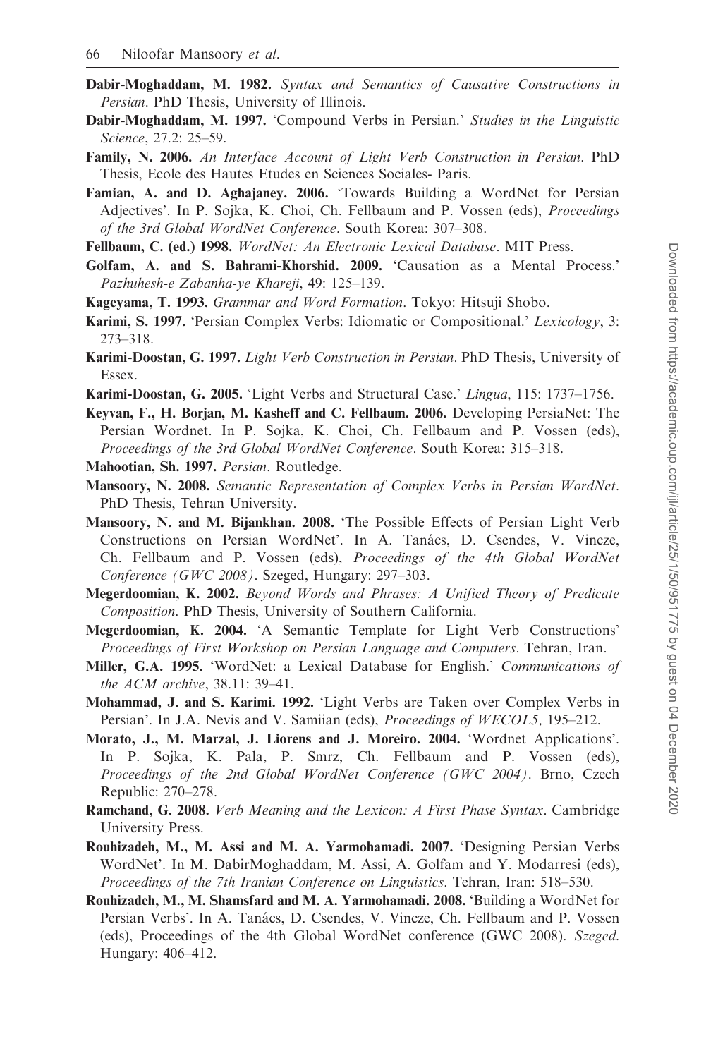**Dabir-Moghaddam, M. 1982.** *Syntax and Semantics of Causative Constructions in Persian*. PhD Thesis, University of Illinois.

**Dabir-Moghaddam, M. 1997.** 'Compound Verbs in Persian.' *Studies in the Linguistic Science*, 27.2: 25–59.

**Family, N. 2006.** *An Interface Account of Light Verb Construction in Persian*. PhD Thesis, Ecole des Hautes Etudes en Sciences Sociales- Paris.

**Famian, A. and D. Aghajaney. 2006.** 'Towards Building a WordNet for Persian Adjectives'. In P. Sojka, K. Choi, Ch. Fellbaum and P. Vossen (eds), *Proceedings of the 3rd Global WordNet Conference*. South Korea: 307–308.

**Fellbaum, C. (ed.) 1998.** *WordNet: An Electronic Lexical Database*. MIT Press.

**Golfam, A. and S. Bahrami-Khorshid. 2009.** 'Causation as a Mental Process.' *Pazhuhesh-e Zabanha-ye Khareji*, 49: 125–139.

**Kageyama, T. 1993.** *Grammar and Word Formation*. Tokyo: Hitsuji Shobo.

**Karimi, S. 1997.** 'Persian Complex Verbs: Idiomatic or Compositional.' *Lexicology*, 3: 273–318.

**Karimi-Doostan, G. 1997.** *Light Verb Construction in Persian*. PhD Thesis, University of Essex.

**Karimi-Doostan, G. 2005.** 'Light Verbs and Structural Case.' *Lingua*, 115: 1737–1756.

**Keyvan, F., H. Borjan, M. Kasheff and C. Fellbaum. 2006.** Developing PersiaNet: The Persian Wordnet. In P. Sojka, K. Choi, Ch. Fellbaum and P. Vossen (eds), *Proceedings of the 3rd Global WordNet Conference*. South Korea: 315–318.

**Mahootian, Sh. 1997.** *Persian*. Routledge.

**Mansoory, N. 2008.** *Semantic Representation of Complex Verbs in Persian WordNet*. PhD Thesis, Tehran University.

**Mansoory, N. and M. Bijankhan. 2008.** 'The Possible Effects of Persian Light Verb Constructions on Persian WordNet'. In A. Tanács, D. Csendes, V. Vincze, Ch. Fellbaum and P. Vossen (eds), *Proceedings of the 4th Global WordNet Conference (GWC 2008)*. Szeged, Hungary: 297–303.

**Megerdoomian, K. 2002.** *Beyond Words and Phrases: A Unified Theory of Predicate Composition*. PhD Thesis, University of Southern California.

**Megerdoomian, K. 2004.** 'A Semantic Template for Light Verb Constructions' *Proceedings of First Workshop on Persian Language and Computers*. Tehran, Iran.

**Miller, G.A. 1995.** 'WordNet: a Lexical Database for English.' *Communications of the ACM archive*, 38.11: 39–41.

**Mohammad, J. and S. Karimi. 1992.** 'Light Verbs are Taken over Complex Verbs in Persian'. In J.A. Nevis and V. Samiian (eds), *Proceedings of WECOL5*, 195–212.

**Morato, J., M. Marzal, J. Liorens and J. Moreiro. 2004.** 'Wordnet Applications'. In P. Sojka, K. Pala, P. Smrz, Ch. Fellbaum and P. Vossen (eds), *Proceedings of the 2nd Global WordNet Conference (GWC 2004)*. Brno, Czech Republic: 270–278.

**Ramchand, G. 2008.** *Verb Meaning and the Lexicon: A First Phase Syntax*. Cambridge University Press.

**Rouhizadeh, M., M. Assi and M. A. Yarmohamadi. 2007.** 'Designing Persian Verbs WordNet'. In M. DabirMoghaddam, M. Assi, A. Golfam and Y. Modarresi (eds), *Proceedings of the 7th Iranian Conference on Linguistics*. Tehran, Iran: 518–530.

**Rouhizadeh, M., M. Shamsfard and M. A. Yarmohamadi. 2008.** 'Building a WordNet for Persian Verbs'. In A. Tanács, D. Csendes, V. Vincze, Ch. Fellbaum and P. Vossen (eds), Proceedings of the 4th Global WordNet conference (GWC 2008). *Szeged*. Hungary: 406–412.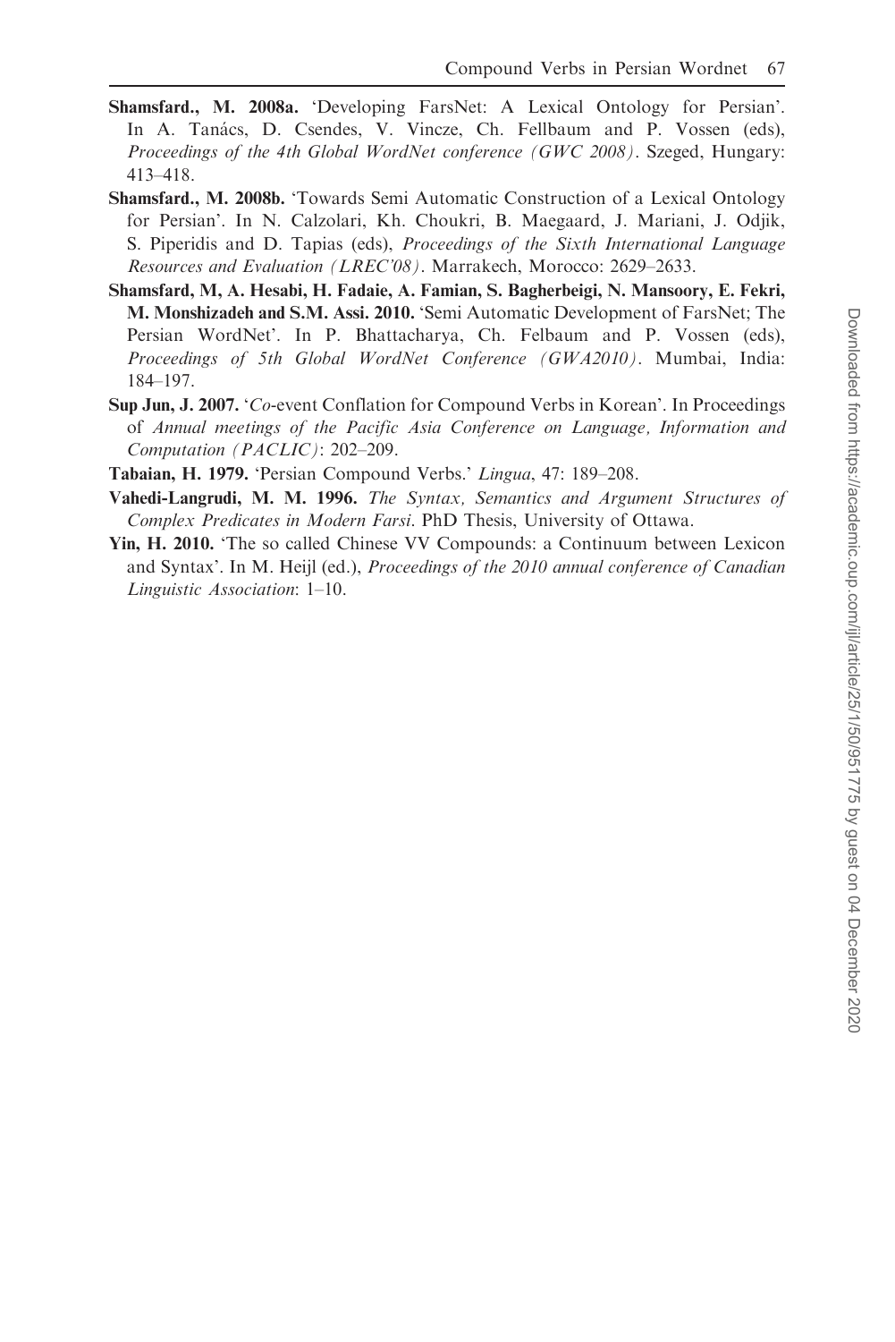**Shamsfard., M. 2008a.** 'Developing FarsNet: A Lexical Ontology for Persian'. In A. Tanács, D. Csendes, V. Vincze, Ch. Fellbaum and P. Vossen (eds), *Proceedings of the 4th Global WordNet conference (GWC 2008)*. Szeged, Hungary: 413–418.

**Shamsfard., M. 2008b.** 'Towards Semi Automatic Construction of a Lexical Ontology for Persian'. In N. Calzolari, Kh. Choukri, B. Maegaard, J. Mariani, J. Odjik, S. Piperidis and D. Tapias (eds), *Proceedings of the Sixth International Language Resources and Evaluation (LREC'08)*. Marrakech, Morocco: 2629–2633.

**Shamsfard, M, A. Hesabi, H. Fadaie, A. Famian, S. Bagherbeigi, N. Mansoory, E. Fekri, M. Monshizadeh and S.M. Assi. 2010.** 'Semi Automatic Development of FarsNet; The Persian WordNet'. In P. Bhattacharya, Ch. Felbaum and P. Vossen (eds), *Proceedings of 5th Global WordNet Conference (GWA2010)*. Mumbai, India: 184–197.

**Sup Jun, J. 2007.** '*Co*-event Conflation for Compound Verbs in Korean'. In Proceedings of *Annual meetings of the Pacific Asia Conference on Language, Information and Computation (PACLIC)*: 202–209.

**Tabaian, H. 1979.** 'Persian Compound Verbs.' *Lingua*, 47: 189–208.

**Vahedi-Langrudi, M. M. 1996.** *The Syntax, Semantics and Argument Structures of Complex Predicates in Modern Farsi*. PhD Thesis, University of Ottawa.

**Yin, H. 2010.** 'The so called Chinese VV Compounds: a Continuum between Lexicon and Syntax'. In M. Heijl (ed.), *Proceedings of the 2010 annual conference of Canadian Linguistic Association*: 1–10.